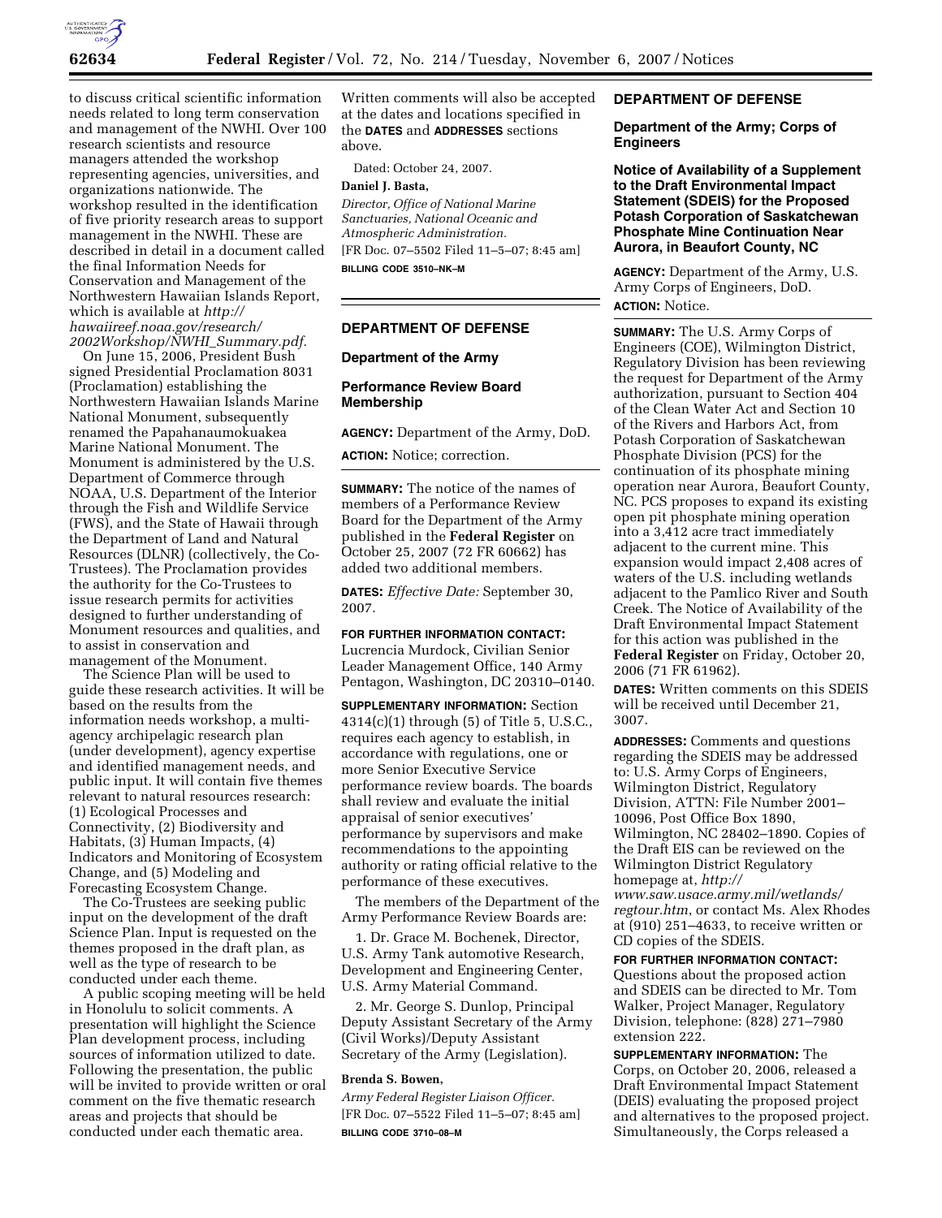to discuss critical scientific information needs related to long term conservation and management of the NWHI. Over 100 research scientists and resource managers attended the workshop representing agencies, universities, and organizations nationwide. The workshop resulted in the identification of five priority research areas to support management in the NWHI. These are described in detail in a document called the final Information Needs for Conservation and Management of the Northwestern Hawaiian Islands Report, which is available at *http://hawaiireef.noaa.gov/research/2002Workshop/NWHI_Summary.pdf.*

On June 15, 2006, President Bush signed Presidential Proclamation 8031 (Proclamation) establishing the Northwestern Hawaiian Islands Marine National Monument, subsequently renamed the Papahanaumokuakea Marine National Monument. The Monument is administered by the U.S. Department of Commerce through NOAA, U.S. Department of the Interior through the Fish and Wildlife Service (FWS), and the State of Hawaii through the Department of Land and Natural Resources (DLNR) (collectively, the Co-Trustees). The Proclamation provides the authority for the Co-Trustees to issue research permits for activities designed to further understanding of Monument resources and qualities, and to assist in conservation and management of the Monument.

The Science Plan will be used to guide these research activities. It will be based on the results from the information needs workshop, a multi-agency archipelagic research plan (under development), agency expertise and identified management needs, and public input. It will contain five themes relevant to natural resources research: (1) Ecological Processes and Connectivity, (2) Biodiversity and Habitats, (3) Human Impacts, (4) Indicators and Monitoring of Ecosystem Change, and (5) Modeling and Forecasting Ecosystem Change.

The Co-Trustees are seeking public input on the development of the draft Science Plan. Input is requested on the themes proposed in the draft plan, as well as the type of research to be conducted under each theme.

A public scoping meeting will be held in Honolulu to solicit comments. A presentation will highlight the Science Plan development process, including sources of information utilized to date. Following the presentation, the public will be invited to provide written or oral comment on the five thematic research areas and projects that should be conducted under each thematic area. Written comments will also be accepted at the dates and locations specified in the **DATES** and **ADDRESSES** sections above.

Dated: October 24, 2007.

**Daniel J. Basta,**

*Director, Office of National Marine Sanctuaries, National Oceanic and Atmospheric Administration.*

[FR Doc. 07–5502 Filed 11–5–07; 8:45 am]

**BILLING CODE 3510–NK–M**

## DEPARTMENT OF DEFENSE

### Department of the Army

### Performance Review Board Membership

**AGENCY:** Department of the Army, DoD.

**ACTION:** Notice; correction.

**SUMMARY:** The notice of the names of members of a Performance Review Board for the Department of the Army published in the **Federal Register** on October 25, 2007 (72 FR 60662) has added two additional members.

**DATES:** *Effective Date:* September 30, 2007.

**FOR FURTHER INFORMATION CONTACT:** Lucrencia Murdock, Civilian Senior Leader Management Office, 140 Army Pentagon, Washington, DC 20310–0140.

**SUPPLEMENTARY INFORMATION:** Section 4314(c)(1) through (5) of Title 5, U.S.C., requires each agency to establish, in accordance with regulations, one or more Senior Executive Service performance review boards. The boards shall review and evaluate the initial appraisal of senior executives' performance by supervisors and make recommendations to the appointing authority or rating official relative to the performance of these executives.

The members of the Department of the Army Performance Review Boards are:

1. Dr. Grace M. Bochenek, Director, U.S. Army Tank automotive Research, Development and Engineering Center, U.S. Army Material Command.

2. Mr. George S. Dunlop, Principal Deputy Assistant Secretary of the Army (Civil Works)/Deputy Assistant Secretary of the Army (Legislation).

**Brenda S. Bowen,**

*Army Federal Register Liaison Officer.*

[FR Doc. 07–5522 Filed 11–5–07; 8:45 am]

**BILLING CODE 3710–08–M**

## DEPARTMENT OF DEFENSE

### Department of the Army; Corps of Engineers

### Notice of Availability of a Supplement to the Draft Environmental Impact Statement (SDEIS) for the Proposed Potash Corporation of Saskatchewan Phosphate Mine Continuation Near Aurora, in Beaufort County, NC

**AGENCY:** Department of the Army, U.S. Army Corps of Engineers, DoD.

**ACTION:** Notice.

**SUMMARY:** The U.S. Army Corps of Engineers (COE), Wilmington District, Regulatory Division has been reviewing the request for Department of the Army authorization, pursuant to Section 404 of the Clean Water Act and Section 10 of the Rivers and Harbors Act, from Potash Corporation of Saskatchewan Phosphate Division (PCS) for the continuation of its phosphate mining operation near Aurora, Beaufort County, NC. PCS proposes to expand its existing open pit phosphate mining operation into a 3,412 acre tract immediately adjacent to the current mine. This expansion would impact 2,408 acres of waters of the U.S. including wetlands adjacent to the Pamlico River and South Creek. The Notice of Availability of the Draft Environmental Impact Statement for this action was published in the **Federal Register** on Friday, October 20, 2006 (71 FR 61962).

**DATES:** Written comments on this SDEIS will be received until December 21, 3007.

**ADDRESSES:** Comments and questions regarding the SDEIS may be addressed to: U.S. Army Corps of Engineers, Wilmington District, Regulatory Division, ATTN: File Number 2001–10096, Post Office Box 1890, Wilmington, NC 28402–1890. Copies of the Draft EIS can be reviewed on the Wilmington District Regulatory homepage at, *http://www.saw.usace.army.mil/wetlands/regtour.htm*, or contact Ms. Alex Rhodes at (910) 251–4633, to receive written or CD copies of the SDEIS.

**FOR FURTHER INFORMATION CONTACT:** Questions about the proposed action and SDEIS can be directed to Mr. Tom Walker, Project Manager, Regulatory Division, telephone: (828) 271–7980 extension 222.

**SUPPLEMENTARY INFORMATION:** The Corps, on October 20, 2006, released a Draft Environmental Impact Statement (DEIS) evaluating the proposed project and alternatives to the proposed project. Simultaneously, the Corps released a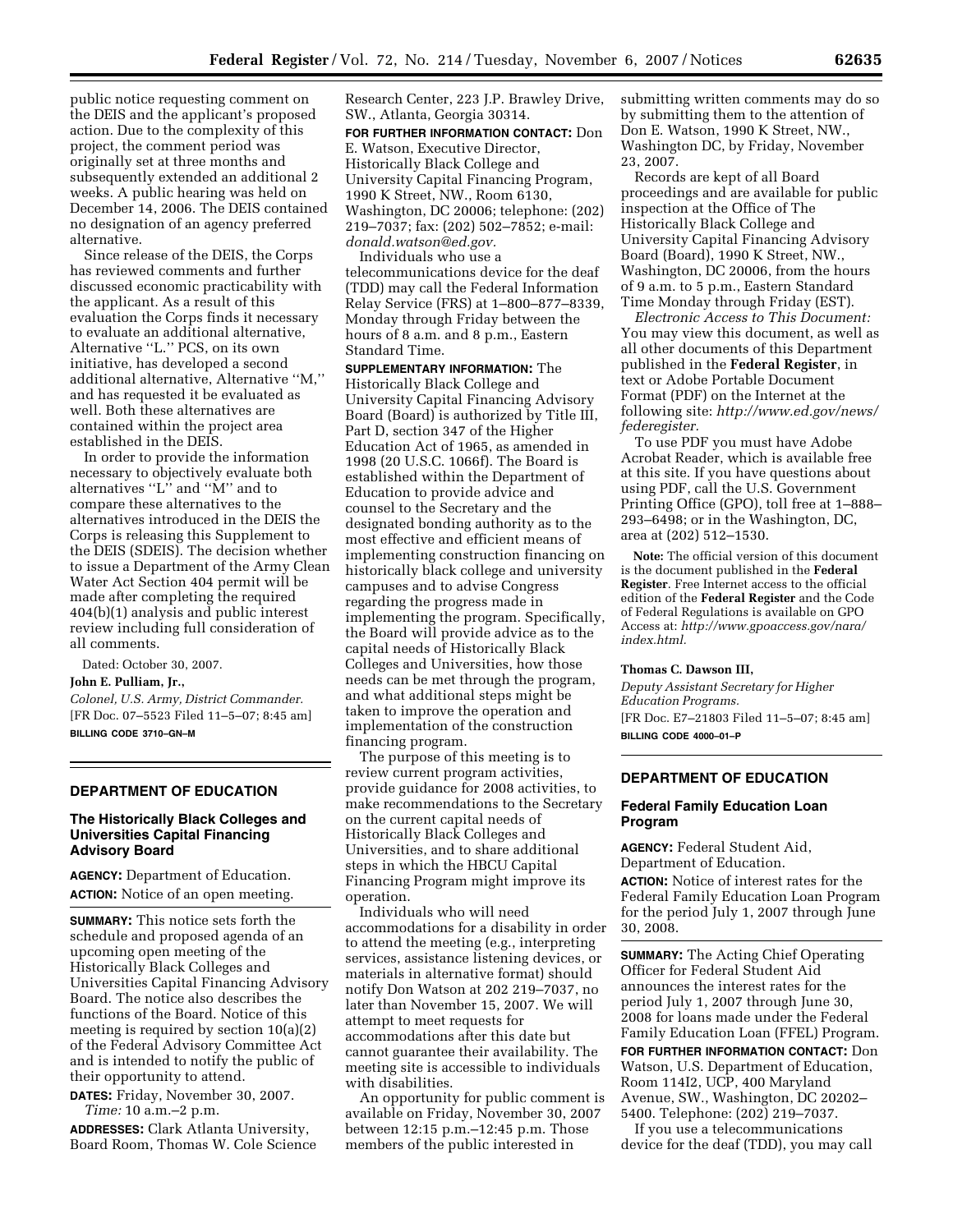public notice requesting comment on the DEIS and the applicant's proposed action. Due to the complexity of this project, the comment period was originally set at three months and subsequently extended an additional 2 weeks. A public hearing was held on December 14, 2006. The DEIS contained no designation of an agency preferred alternative.

Since release of the DEIS, the Corps has reviewed comments and further discussed economic practicability with the applicant. As a result of this evaluation the Corps finds it necessary to evaluate an additional alternative, Alternative "L." PCS, on its own initiative, has developed a second additional alternative, Alternative "M," and has requested it be evaluated as well. Both these alternatives are contained within the project area established in the DEIS.

In order to provide the information necessary to objectively evaluate both alternatives "L" and "M" and to compare these alternatives to the alternatives introduced in the DEIS the Corps is releasing this Supplement to the DEIS (SDEIS). The decision whether to issue a Department of the Army Clean Water Act Section 404 permit will be made after completing the required 404(b)(1) analysis and public interest review including full consideration of all comments.

Dated: October 30, 2007.

**John E. Pulliam, Jr.,**

*Colonel, U.S. Army, District Commander.*

[FR Doc. 07–5523 Filed 11–5–07; 8:45 am]

**BILLING CODE 3710–GN–M**

## DEPARTMENT OF EDUCATION

### The Historically Black Colleges and Universities Capital Financing Advisory Board

**AGENCY:** Department of Education.

**ACTION:** Notice of an open meeting.

**SUMMARY:** This notice sets forth the schedule and proposed agenda of an upcoming open meeting of the Historically Black Colleges and Universities Capital Financing Advisory Board. The notice also describes the functions of the Board. Notice of this meeting is required by section 10(a)(2) of the Federal Advisory Committee Act and is intended to notify the public of their opportunity to attend.

**DATES:** Friday, November 30, 2007.

*Time:* 10 a.m.–2 p.m.

**ADDRESSES:** Clark Atlanta University, Board Room, Thomas W. Cole Science Research Center, 223 J.P. Brawley Drive, SW., Atlanta, Georgia 30314.

**FOR FURTHER INFORMATION CONTACT:** Don E. Watson, Executive Director, Historically Black College and University Capital Financing Program, 1990 K Street, NW., Room 6130, Washington, DC 20006; telephone: (202) 219–7037; fax: (202) 502–7852; e-mail: *donald.watson@ed.gov.*

Individuals who use a telecommunications device for the deaf (TDD) may call the Federal Information Relay Service (FRS) at 1–800–877–8339, Monday through Friday between the hours of 8 a.m. and 8 p.m., Eastern Standard Time.

**SUPPLEMENTARY INFORMATION:** The Historically Black College and University Capital Financing Advisory Board (Board) is authorized by Title III, Part D, section 347 of the Higher Education Act of 1965, as amended in 1998 (20 U.S.C. 1066f). The Board is established within the Department of Education to provide advice and counsel to the Secretary and the designated bonding authority as to the most effective and efficient means of implementing construction financing on historically black college and university campuses and to advise Congress regarding the progress made in implementing the program. Specifically, the Board will provide advice as to the capital needs of Historically Black Colleges and Universities, how those needs can be met through the program, and what additional steps might be taken to improve the operation and implementation of the construction financing program.

The purpose of this meeting is to review current program activities, provide guidance for 2008 activities, to make recommendations to the Secretary on the current capital needs of Historically Black Colleges and Universities, and to share additional steps in which the HBCU Capital Financing Program might improve its operation.

Individuals who will need accommodations for a disability in order to attend the meeting (e.g., interpreting services, assistance listening devices, or materials in alternative format) should notify Don Watson at 202 219–7037, no later than November 15, 2007. We will attempt to meet requests for accommodations after this date but cannot guarantee their availability. The meeting site is accessible to individuals with disabilities.

An opportunity for public comment is available on Friday, November 30, 2007 between 12:15 p.m.–12:45 p.m. Those members of the public interested in submitting written comments may do so by submitting them to the attention of Don E. Watson, 1990 K Street, NW., Washington DC, by Friday, November 23, 2007.

Records are kept of all Board proceedings and are available for public inspection at the Office of The Historically Black College and University Capital Financing Advisory Board (Board), 1990 K Street, NW., Washington, DC 20006, from the hours of 9 a.m. to 5 p.m., Eastern Standard Time Monday through Friday (EST).

*Electronic Access to This Document:* You may view this document, as well as all other documents of this Department published in the **Federal Register**, in text or Adobe Portable Document Format (PDF) on the Internet at the following site: *http://www.ed.gov/news/federegister.*

To use PDF you must have Adobe Acrobat Reader, which is available free at this site. If you have questions about using PDF, call the U.S. Government Printing Office (GPO), toll free at 1–888–293–6498; or in the Washington, DC, area at (202) 512–1530.

**Note:** The official version of this document is the document published in the **Federal Register**. Free Internet access to the official edition of the **Federal Register** and the Code of Federal Regulations is available on GPO Access at: *http://www.gpoaccess.gov/nara/index.html.*

**Thomas C. Dawson III,**

*Deputy Assistant Secretary for Higher Education Programs.*

[FR Doc. E7–21803 Filed 11–5–07; 8:45 am]

**BILLING CODE 4000–01–P**

## DEPARTMENT OF EDUCATION

### Federal Family Education Loan Program

**AGENCY:** Federal Student Aid, Department of Education.

**ACTION:** Notice of interest rates for the Federal Family Education Loan Program for the period July 1, 2007 through June 30, 2008.

**SUMMARY:** The Acting Chief Operating Officer for Federal Student Aid announces the interest rates for the period July 1, 2007 through June 30, 2008 for loans made under the Federal Family Education Loan (FFEL) Program.

**FOR FURTHER INFORMATION CONTACT:** Don Watson, U.S. Department of Education, Room 114I2, UCP, 400 Maryland Avenue, SW., Washington, DC 20202–5400. Telephone: (202) 219–7037.

If you use a telecommunications device for the deaf (TDD), you may call